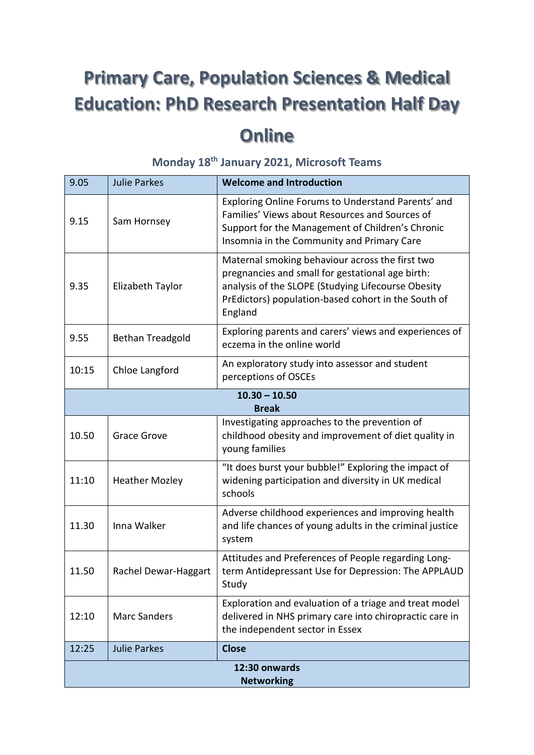# Primary Care, Population Sciences & Medical Education: PhD Research Presentation Half Day Online

### Monday 18th January 2021, Microsoft Teams

| | | |
|---|---|---|
| 9.05 | Julie Parkes | **Welcome and Introduction** |
| 9.15 | Sam Hornsey | Exploring Online Forums to Understand Parents' and Families' Views about Resources and Sources of Support for the Management of Children's Chronic Insomnia in the Community and Primary Care |
| 9.35 | Elizabeth Taylor | Maternal smoking behaviour across the first two pregnancies and small for gestational age birth: analysis of the SLOPE (Studying Lifecourse Obesity PrEdictors) population-based cohort in the South of England |
| 9.55 | Bethan Treadgold | Exploring parents and carers' views and experiences of eczema in the online world |
| 10:15 | Chloe Langford | An exploratory study into assessor and student perceptions of OSCEs |
| **10.30 – 10.50 Break** | | |
| 10.50 | Grace Grove | Investigating approaches to the prevention of childhood obesity and improvement of diet quality in young families |
| 11:10 | Heather Mozley | "It does burst your bubble!" Exploring the impact of widening participation and diversity in UK medical schools |
| 11.30 | Inna Walker | Adverse childhood experiences and improving health and life chances of young adults in the criminal justice system |
| 11.50 | Rachel Dewar-Haggart | Attitudes and Preferences of People regarding Long-term Antidepressant Use for Depression: The APPLAUD Study |
| 12:10 | Marc Sanders | Exploration and evaluation of a triage and treat model delivered in NHS primary care into chiropractic care in the independent sector in Essex |
| 12:25 | Julie Parkes | **Close** |
| **12:30 onwards Networking** | | |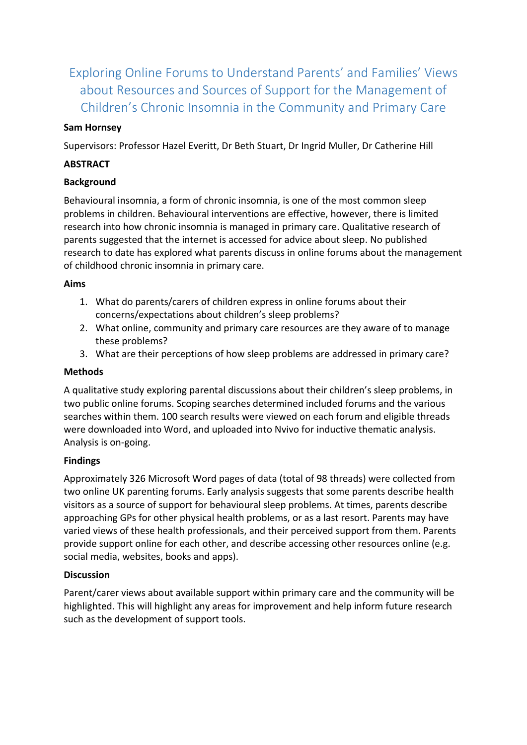# Exploring Online Forums to Understand Parents' and Families' Views about Resources and Sources of Support for the Management of Children's Chronic Insomnia in the Community and Primary Care

**Sam Hornsey**

Supervisors: Professor Hazel Everitt, Dr Beth Stuart, Dr Ingrid Muller, Dr Catherine Hill

**ABSTRACT**

**Background**

Behavioural insomnia, a form of chronic insomnia, is one of the most common sleep problems in children. Behavioural interventions are effective, however, there is limited research into how chronic insomnia is managed in primary care. Qualitative research of parents suggested that the internet is accessed for advice about sleep. No published research to date has explored what parents discuss in online forums about the management of childhood chronic insomnia in primary care.

**Aims**

1. What do parents/carers of children express in online forums about their concerns/expectations about children's sleep problems?
2. What online, community and primary care resources are they aware of to manage these problems?
3. What are their perceptions of how sleep problems are addressed in primary care?

**Methods**

A qualitative study exploring parental discussions about their children's sleep problems, in two public online forums. Scoping searches determined included forums and the various searches within them. 100 search results were viewed on each forum and eligible threads were downloaded into Word, and uploaded into Nvivo for inductive thematic analysis. Analysis is on-going.

**Findings**

Approximately 326 Microsoft Word pages of data (total of 98 threads) were collected from two online UK parenting forums. Early analysis suggests that some parents describe health visitors as a source of support for behavioural sleep problems. At times, parents describe approaching GPs for other physical health problems, or as a last resort. Parents may have varied views of these health professionals, and their perceived support from them. Parents provide support online for each other, and describe accessing other resources online (e.g. social media, websites, books and apps).

**Discussion**

Parent/carer views about available support within primary care and the community will be highlighted. This will highlight any areas for improvement and help inform future research such as the development of support tools.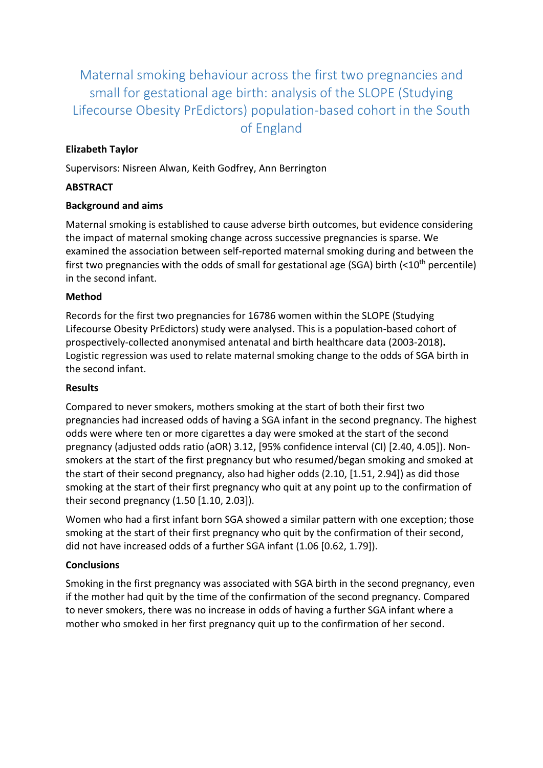# Maternal smoking behaviour across the first two pregnancies and small for gestational age birth: analysis of the SLOPE (Studying Lifecourse Obesity PrEdictors) population-based cohort in the South of England

**Elizabeth Taylor**

Supervisors: Nisreen Alwan, Keith Godfrey, Ann Berrington

**ABSTRACT**

**Background and aims**

Maternal smoking is established to cause adverse birth outcomes, but evidence considering the impact of maternal smoking change across successive pregnancies is sparse. We examined the association between self-reported maternal smoking during and between the first two pregnancies with the odds of small for gestational age (SGA) birth (<10$^{th}$ percentile) in the second infant.

**Method**

Records for the first two pregnancies for 16786 women within the SLOPE (Studying Lifecourse Obesity PrEdictors) study were analysed. This is a population-based cohort of prospectively-collected anonymised antenatal and birth healthcare data (2003-2018). Logistic regression was used to relate maternal smoking change to the odds of SGA birth in the second infant.

**Results**

Compared to never smokers, mothers smoking at the start of both their first two pregnancies had increased odds of having a SGA infant in the second pregnancy. The highest odds were where ten or more cigarettes a day were smoked at the start of the second pregnancy (adjusted odds ratio (aOR) 3.12, [95% confidence interval (CI) [2.40, 4.05]). Non-smokers at the start of the first pregnancy but who resumed/began smoking and smoked at the start of their second pregnancy, also had higher odds (2.10, [1.51, 2.94]) as did those smoking at the start of their first pregnancy who quit at any point up to the confirmation of their second pregnancy (1.50 [1.10, 2.03]).

Women who had a first infant born SGA showed a similar pattern with one exception; those smoking at the start of their first pregnancy who quit by the confirmation of their second, did not have increased odds of a further SGA infant (1.06 [0.62, 1.79]).

**Conclusions**

Smoking in the first pregnancy was associated with SGA birth in the second pregnancy, even if the mother had quit by the time of the confirmation of the second pregnancy. Compared to never smokers, there was no increase in odds of having a further SGA infant where a mother who smoked in her first pregnancy quit up to the confirmation of her second.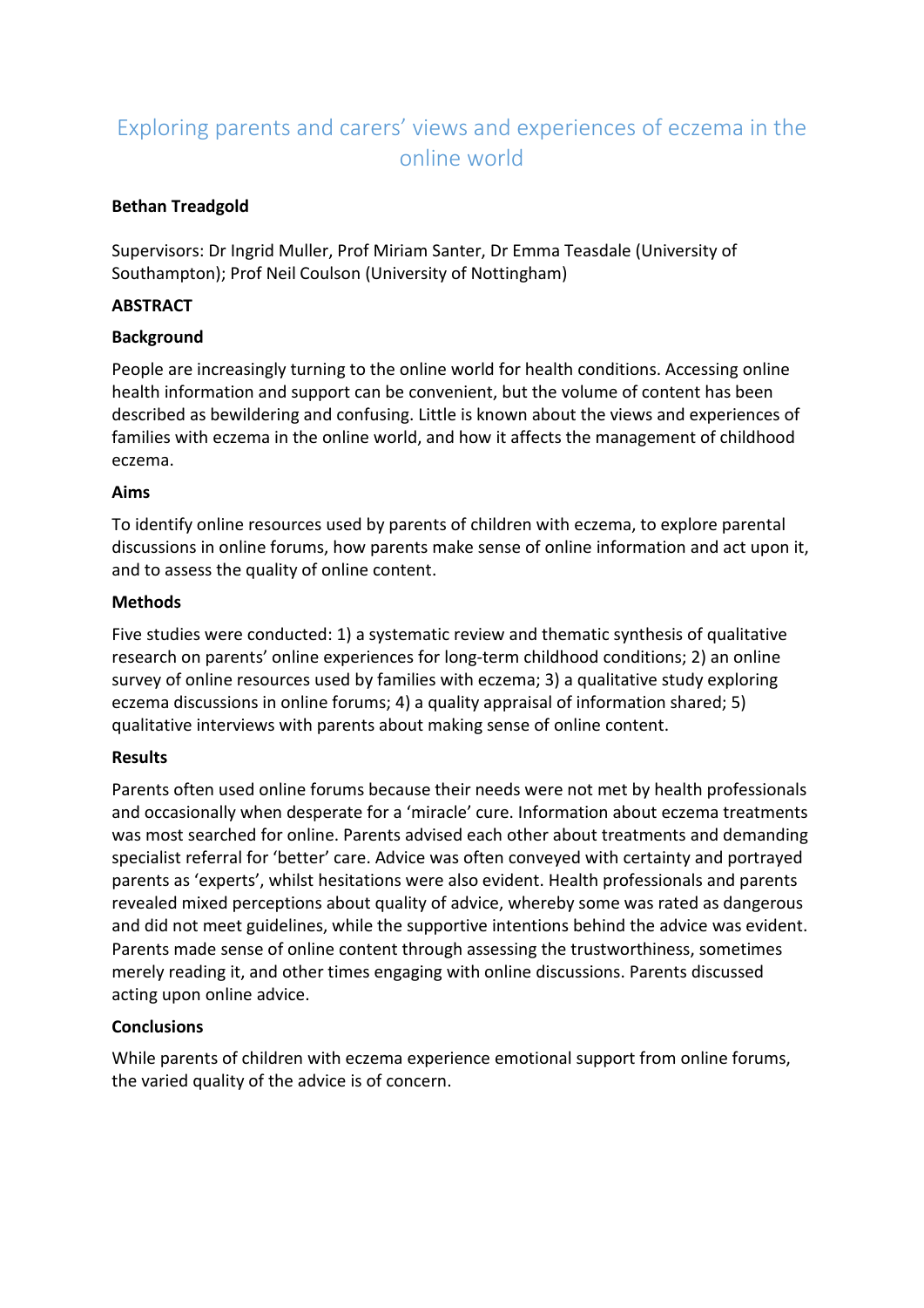# Exploring parents and carers' views and experiences of eczema in the online world

**Bethan Treadgold**

Supervisors: Dr Ingrid Muller, Prof Miriam Santer, Dr Emma Teasdale (University of Southampton); Prof Neil Coulson (University of Nottingham)

**ABSTRACT**

**Background**

People are increasingly turning to the online world for health conditions. Accessing online health information and support can be convenient, but the volume of content has been described as bewildering and confusing. Little is known about the views and experiences of families with eczema in the online world, and how it affects the management of childhood eczema.

**Aims**

To identify online resources used by parents of children with eczema, to explore parental discussions in online forums, how parents make sense of online information and act upon it, and to assess the quality of online content.

**Methods**

Five studies were conducted: 1) a systematic review and thematic synthesis of qualitative research on parents' online experiences for long-term childhood conditions; 2) an online survey of online resources used by families with eczema; 3) a qualitative study exploring eczema discussions in online forums; 4) a quality appraisal of information shared; 5) qualitative interviews with parents about making sense of online content.

**Results**

Parents often used online forums because their needs were not met by health professionals and occasionally when desperate for a 'miracle' cure. Information about eczema treatments was most searched for online. Parents advised each other about treatments and demanding specialist referral for 'better' care. Advice was often conveyed with certainty and portrayed parents as 'experts', whilst hesitations were also evident. Health professionals and parents revealed mixed perceptions about quality of advice, whereby some was rated as dangerous and did not meet guidelines, while the supportive intentions behind the advice was evident. Parents made sense of online content through assessing the trustworthiness, sometimes merely reading it, and other times engaging with online discussions. Parents discussed acting upon online advice.

**Conclusions**

While parents of children with eczema experience emotional support from online forums, the varied quality of the advice is of concern.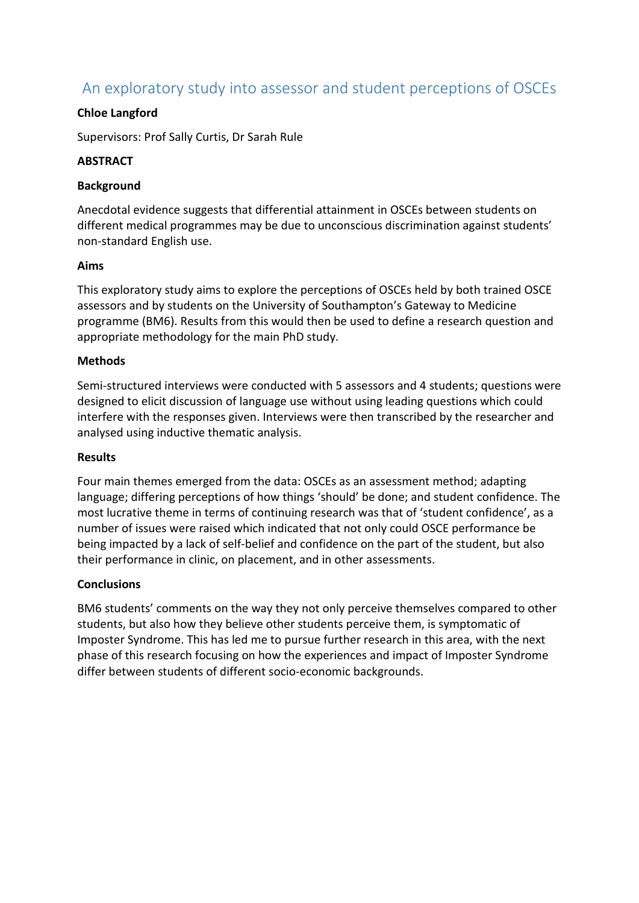## An exploratory study into assessor and student perceptions of OSCEs

**Chloe Langford**

Supervisors: Prof Sally Curtis, Dr Sarah Rule

**ABSTRACT**

**Background**

Anecdotal evidence suggests that differential attainment in OSCEs between students on different medical programmes may be due to unconscious discrimination against students' non-standard English use.

**Aims**

This exploratory study aims to explore the perceptions of OSCEs held by both trained OSCE assessors and by students on the University of Southampton's Gateway to Medicine programme (BM6). Results from this would then be used to define a research question and appropriate methodology for the main PhD study.

**Methods**

Semi-structured interviews were conducted with 5 assessors and 4 students; questions were designed to elicit discussion of language use without using leading questions which could interfere with the responses given. Interviews were then transcribed by the researcher and analysed using inductive thematic analysis.

**Results**

Four main themes emerged from the data: OSCEs as an assessment method; adapting language; differing perceptions of how things 'should' be done; and student confidence. The most lucrative theme in terms of continuing research was that of 'student confidence', as a number of issues were raised which indicated that not only could OSCE performance be being impacted by a lack of self-belief and confidence on the part of the student, but also their performance in clinic, on placement, and in other assessments.

**Conclusions**

BM6 students' comments on the way they not only perceive themselves compared to other students, but also how they believe other students perceive them, is symptomatic of Imposter Syndrome. This has led me to pursue further research in this area, with the next phase of this research focusing on how the experiences and impact of Imposter Syndrome differ between students of different socio-economic backgrounds.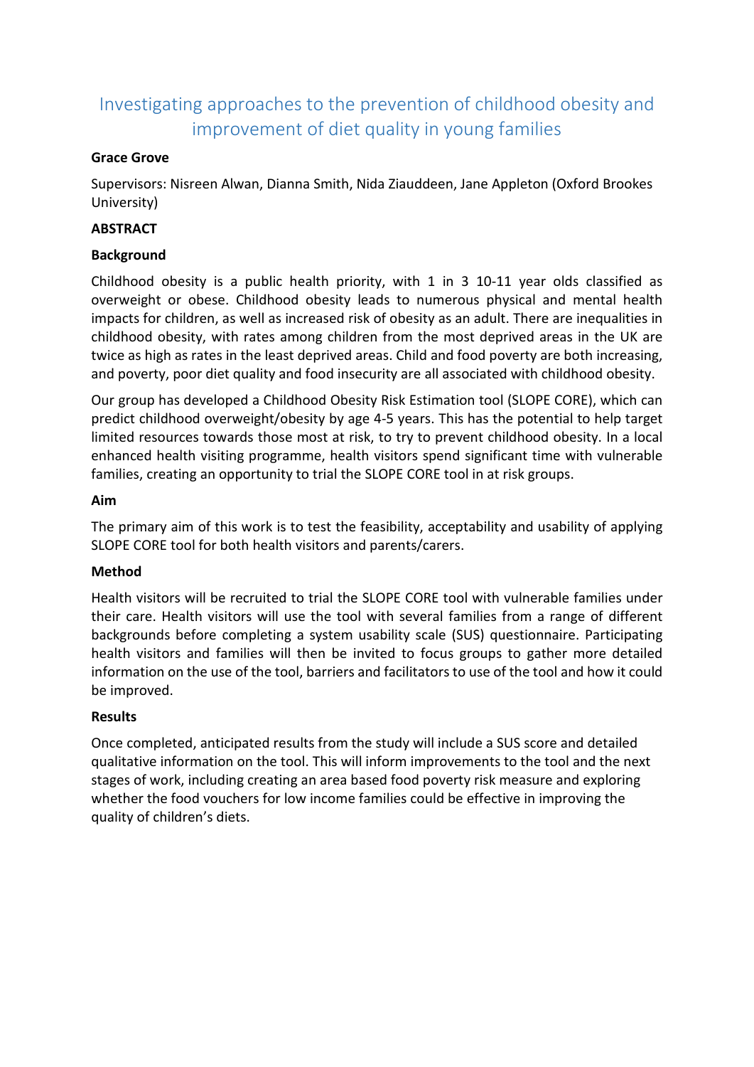# Investigating approaches to the prevention of childhood obesity and improvement of diet quality in young families

**Grace Grove**

Supervisors: Nisreen Alwan, Dianna Smith, Nida Ziauddeen, Jane Appleton (Oxford Brookes University)

**ABSTRACT**

**Background**

Childhood obesity is a public health priority, with 1 in 3 10-11 year olds classified as overweight or obese. Childhood obesity leads to numerous physical and mental health impacts for children, as well as increased risk of obesity as an adult. There are inequalities in childhood obesity, with rates among children from the most deprived areas in the UK are twice as high as rates in the least deprived areas. Child and food poverty are both increasing, and poverty, poor diet quality and food insecurity are all associated with childhood obesity.

Our group has developed a Childhood Obesity Risk Estimation tool (SLOPE CORE), which can predict childhood overweight/obesity by age 4-5 years. This has the potential to help target limited resources towards those most at risk, to try to prevent childhood obesity. In a local enhanced health visiting programme, health visitors spend significant time with vulnerable families, creating an opportunity to trial the SLOPE CORE tool in at risk groups.

**Aim**

The primary aim of this work is to test the feasibility, acceptability and usability of applying SLOPE CORE tool for both health visitors and parents/carers.

**Method**

Health visitors will be recruited to trial the SLOPE CORE tool with vulnerable families under their care. Health visitors will use the tool with several families from a range of different backgrounds before completing a system usability scale (SUS) questionnaire. Participating health visitors and families will then be invited to focus groups to gather more detailed information on the use of the tool, barriers and facilitators to use of the tool and how it could be improved.

**Results**

Once completed, anticipated results from the study will include a SUS score and detailed qualitative information on the tool. This will inform improvements to the tool and the next stages of work, including creating an area based food poverty risk measure and exploring whether the food vouchers for low income families could be effective in improving the quality of children's diets.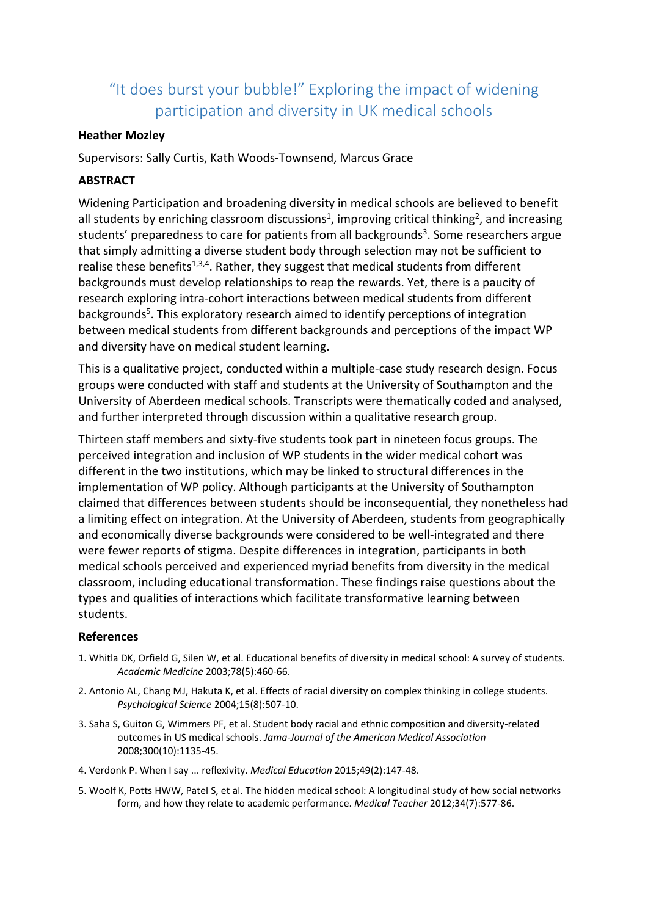# "It does burst your bubble!" Exploring the impact of widening participation and diversity in UK medical schools

**Heather Mozley**

Supervisors: Sally Curtis, Kath Woods-Townsend, Marcus Grace

**ABSTRACT**

Widening Participation and broadening diversity in medical schools are believed to benefit all students by enriching classroom discussions[1], improving critical thinking[2], and increasing students' preparedness to care for patients from all backgrounds[3]. Some researchers argue that simply admitting a diverse student body through selection may not be sufficient to realise these benefits[1,3,4]. Rather, they suggest that medical students from different backgrounds must develop relationships to reap the rewards. Yet, there is a paucity of research exploring intra-cohort interactions between medical students from different backgrounds[5]. This exploratory research aimed to identify perceptions of integration between medical students from different backgrounds and perceptions of the impact WP and diversity have on medical student learning.

This is a qualitative project, conducted within a multiple-case study research design. Focus groups were conducted with staff and students at the University of Southampton and the University of Aberdeen medical schools. Transcripts were thematically coded and analysed, and further interpreted through discussion within a qualitative research group.

Thirteen staff members and sixty-five students took part in nineteen focus groups. The perceived integration and inclusion of WP students in the wider medical cohort was different in the two institutions, which may be linked to structural differences in the implementation of WP policy. Although participants at the University of Southampton claimed that differences between students should be inconsequential, they nonetheless had a limiting effect on integration. At the University of Aberdeen, students from geographically and economically diverse backgrounds were considered to be well-integrated and there were fewer reports of stigma. Despite differences in integration, participants in both medical schools perceived and experienced myriad benefits from diversity in the medical classroom, including educational transformation. These findings raise questions about the types and qualities of interactions which facilitate transformative learning between students.

**References**

1. Whitla DK, Orfield G, Silen W, et al. Educational benefits of diversity in medical school: A survey of students. *Academic Medicine* 2003;78(5):460-66.
2. Antonio AL, Chang MJ, Hakuta K, et al. Effects of racial diversity on complex thinking in college students. *Psychological Science* 2004;15(8):507-10.
3. Saha S, Guiton G, Wimmers PF, et al. Student body racial and ethnic composition and diversity-related outcomes in US medical schools. *Jama-Journal of the American Medical Association* 2008;300(10):1135-45.
4. Verdonk P. When I say ... reflexivity. *Medical Education* 2015;49(2):147-48.
5. Woolf K, Potts HWW, Patel S, et al. The hidden medical school: A longitudinal study of how social networks form, and how they relate to academic performance. *Medical Teacher* 2012;34(7):577-86.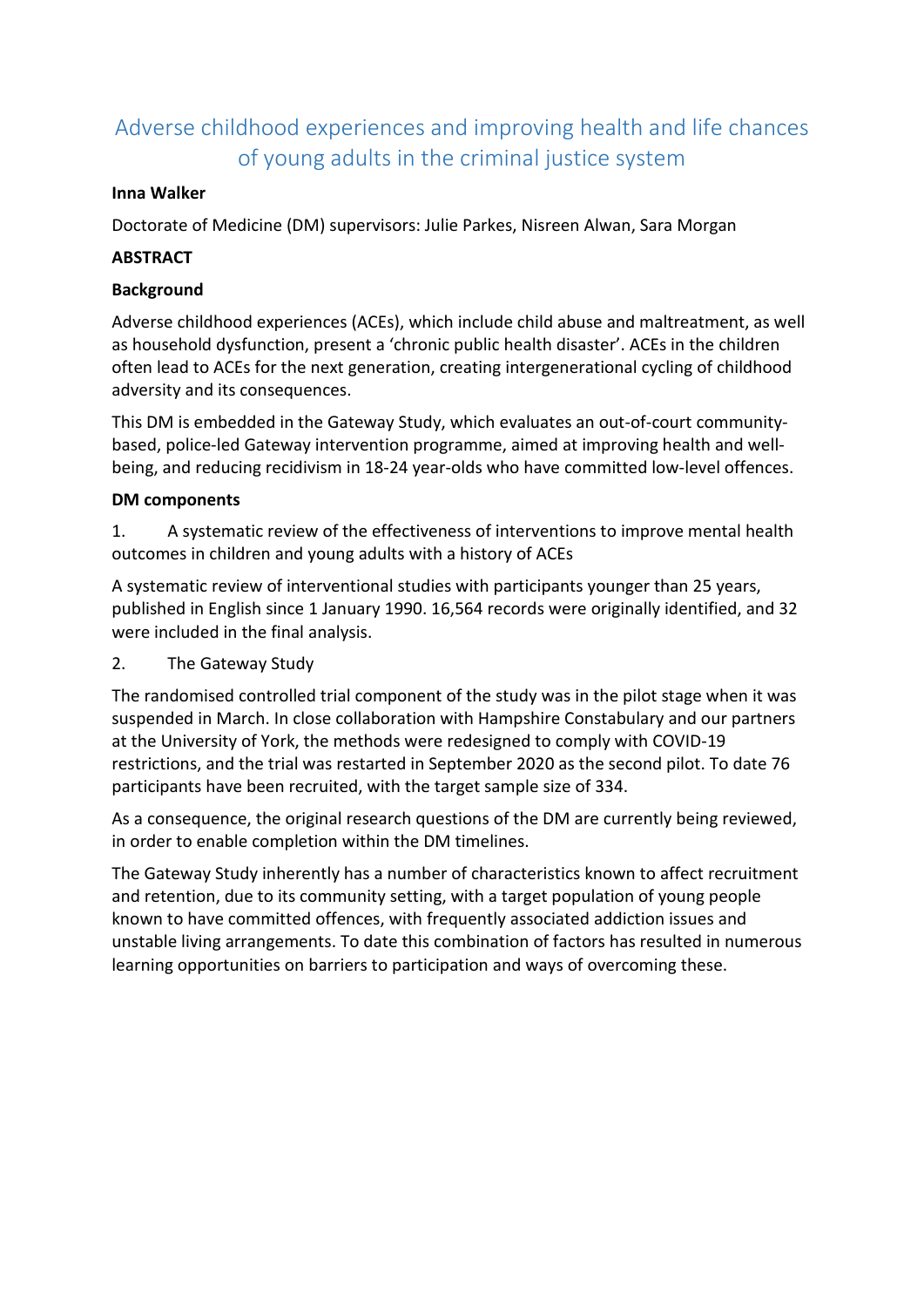# Adverse childhood experiences and improving health and life chances of young adults in the criminal justice system

**Inna Walker**

Doctorate of Medicine (DM) supervisors: Julie Parkes, Nisreen Alwan, Sara Morgan

**ABSTRACT**

**Background**

Adverse childhood experiences (ACEs), which include child abuse and maltreatment, as well as household dysfunction, present a 'chronic public health disaster'. ACEs in the children often lead to ACEs for the next generation, creating intergenerational cycling of childhood adversity and its consequences.

This DM is embedded in the Gateway Study, which evaluates an out-of-court community-based, police-led Gateway intervention programme, aimed at improving health and well-being, and reducing recidivism in 18-24 year-olds who have committed low-level offences.

**DM components**

1. A systematic review of the effectiveness of interventions to improve mental health outcomes in children and young adults with a history of ACEs

A systematic review of interventional studies with participants younger than 25 years, published in English since 1 January 1990. 16,564 records were originally identified, and 32 were included in the final analysis.

2. The Gateway Study

The randomised controlled trial component of the study was in the pilot stage when it was suspended in March. In close collaboration with Hampshire Constabulary and our partners at the University of York, the methods were redesigned to comply with COVID-19 restrictions, and the trial was restarted in September 2020 as the second pilot. To date 76 participants have been recruited, with the target sample size of 334.

As a consequence, the original research questions of the DM are currently being reviewed, in order to enable completion within the DM timelines.

The Gateway Study inherently has a number of characteristics known to affect recruitment and retention, due to its community setting, with a target population of young people known to have committed offences, with frequently associated addiction issues and unstable living arrangements. To date this combination of factors has resulted in numerous learning opportunities on barriers to participation and ways of overcoming these.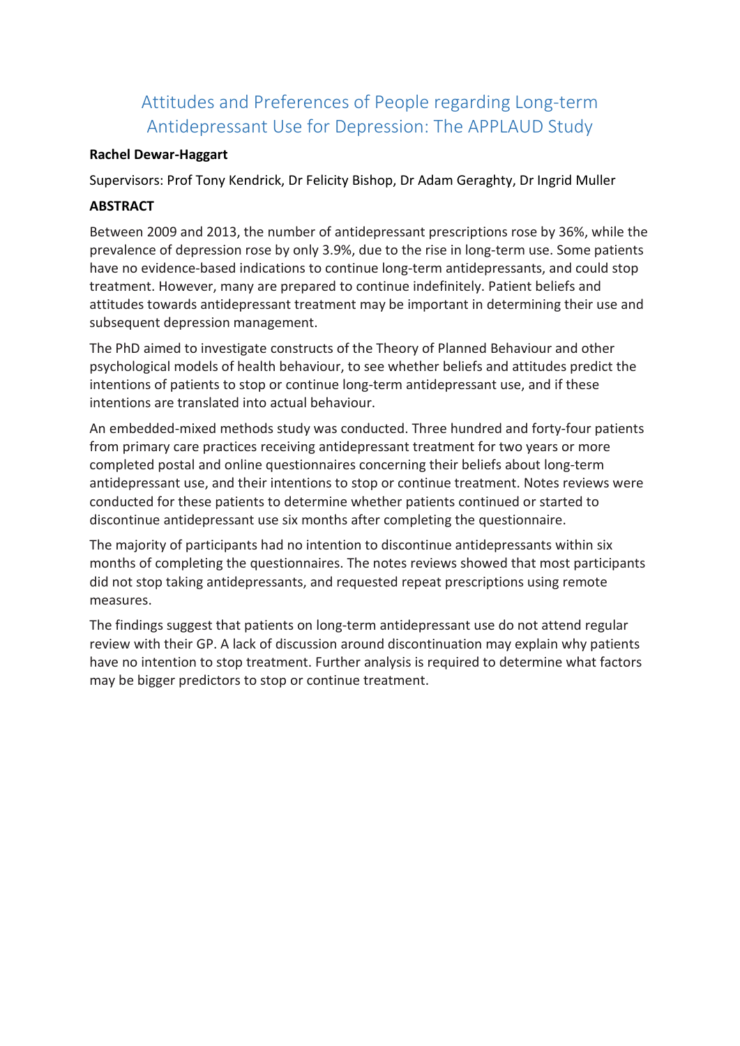# Attitudes and Preferences of People regarding Long-term Antidepressant Use for Depression: The APPLAUD Study

**Rachel Dewar-Haggart**

Supervisors: Prof Tony Kendrick, Dr Felicity Bishop, Dr Adam Geraghty, Dr Ingrid Muller

**ABSTRACT**

Between 2009 and 2013, the number of antidepressant prescriptions rose by 36%, while the prevalence of depression rose by only 3.9%, due to the rise in long-term use. Some patients have no evidence-based indications to continue long-term antidepressants, and could stop treatment. However, many are prepared to continue indefinitely. Patient beliefs and attitudes towards antidepressant treatment may be important in determining their use and subsequent depression management.

The PhD aimed to investigate constructs of the Theory of Planned Behaviour and other psychological models of health behaviour, to see whether beliefs and attitudes predict the intentions of patients to stop or continue long-term antidepressant use, and if these intentions are translated into actual behaviour.

An embedded-mixed methods study was conducted. Three hundred and forty-four patients from primary care practices receiving antidepressant treatment for two years or more completed postal and online questionnaires concerning their beliefs about long-term antidepressant use, and their intentions to stop or continue treatment. Notes reviews were conducted for these patients to determine whether patients continued or started to discontinue antidepressant use six months after completing the questionnaire.

The majority of participants had no intention to discontinue antidepressants within six months of completing the questionnaires. The notes reviews showed that most participants did not stop taking antidepressants, and requested repeat prescriptions using remote measures.

The findings suggest that patients on long-term antidepressant use do not attend regular review with their GP. A lack of discussion around discontinuation may explain why patients have no intention to stop treatment. Further analysis is required to determine what factors may be bigger predictors to stop or continue treatment.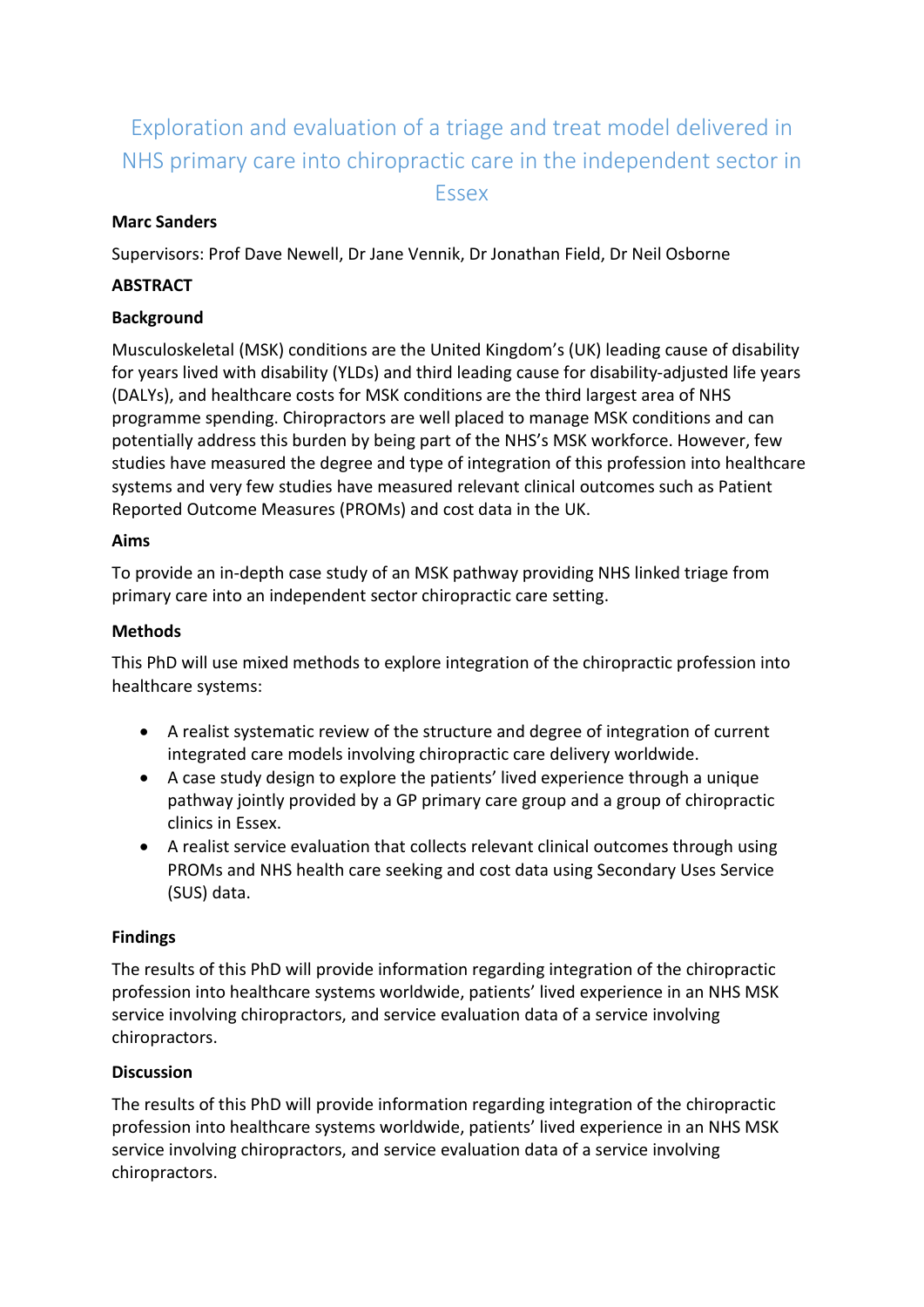# Exploration and evaluation of a triage and treat model delivered in NHS primary care into chiropractic care in the independent sector in Essex

**Marc Sanders**

Supervisors: Prof Dave Newell, Dr Jane Vennik, Dr Jonathan Field, Dr Neil Osborne

**ABSTRACT**

**Background**

Musculoskeletal (MSK) conditions are the United Kingdom's (UK) leading cause of disability for years lived with disability (YLDs) and third leading cause for disability-adjusted life years (DALYs), and healthcare costs for MSK conditions are the third largest area of NHS programme spending. Chiropractors are well placed to manage MSK conditions and can potentially address this burden by being part of the NHS's MSK workforce. However, few studies have measured the degree and type of integration of this profession into healthcare systems and very few studies have measured relevant clinical outcomes such as Patient Reported Outcome Measures (PROMs) and cost data in the UK.

**Aims**

To provide an in-depth case study of an MSK pathway providing NHS linked triage from primary care into an independent sector chiropractic care setting.

**Methods**

This PhD will use mixed methods to explore integration of the chiropractic profession into healthcare systems:

- A realist systematic review of the structure and degree of integration of current integrated care models involving chiropractic care delivery worldwide.
- A case study design to explore the patients' lived experience through a unique pathway jointly provided by a GP primary care group and a group of chiropractic clinics in Essex.
- A realist service evaluation that collects relevant clinical outcomes through using PROMs and NHS health care seeking and cost data using Secondary Uses Service (SUS) data.

**Findings**

The results of this PhD will provide information regarding integration of the chiropractic profession into healthcare systems worldwide, patients' lived experience in an NHS MSK service involving chiropractors, and service evaluation data of a service involving chiropractors.

**Discussion**

The results of this PhD will provide information regarding integration of the chiropractic profession into healthcare systems worldwide, patients' lived experience in an NHS MSK service involving chiropractors, and service evaluation data of a service involving chiropractors.